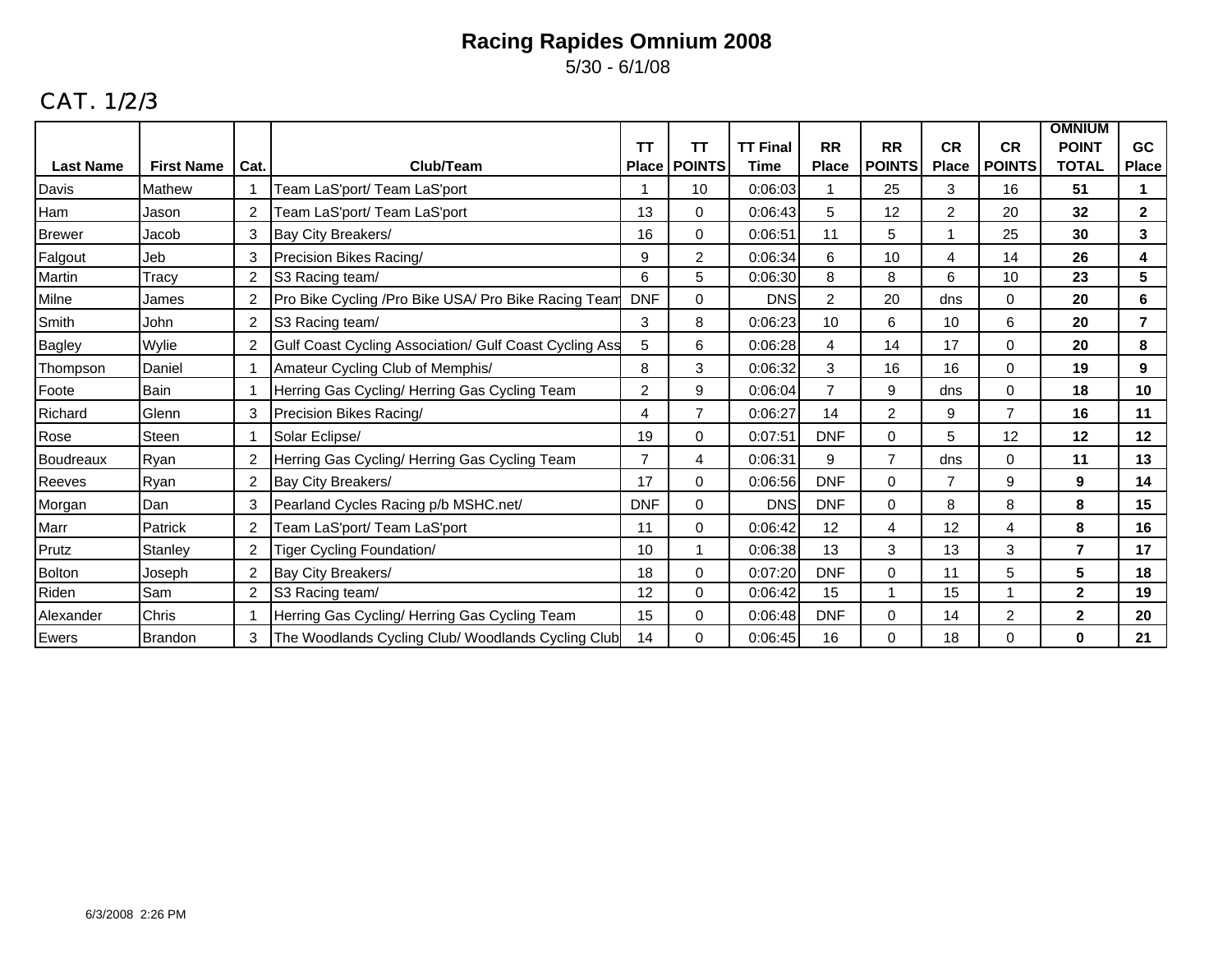# Racing Rapides Omnium 2008

5/30 - 6/1/08

## CAT. 1/2/3

| Last Name | First Name | Cat. | Club/Team | TT Place | TT POINTS | TT Final Time | RR Place | RR POINTS | CR Place | CR POINTS | OMNIUM POINT TOTAL | GC Place |
|---|---|---|---|---|---|---|---|---|---|---|---|---|
| Davis | Mathew | 1 | Team LaS'port/ Team LaS'port | 1 | 10 | 0:06:03 | 1 | 25 | 3 | 16 | **51** | **1** |
| Ham | Jason | 2 | Team LaS'port/ Team LaS'port | 13 | 0 | 0:06:43 | 5 | 12 | 2 | 20 | **32** | **2** |
| Brewer | Jacob | 3 | Bay City Breakers/ | 16 | 0 | 0:06:51 | 11 | 5 | 1 | 25 | **30** | **3** |
| Falgout | Jeb | 3 | Precision Bikes Racing/ | 9 | 2 | 0:06:34 | 6 | 10 | 4 | 14 | **26** | **4** |
| Martin | Tracy | 2 | S3 Racing team/ | 6 | 5 | 0:06:30 | 8 | 8 | 6 | 10 | **23** | **5** |
| Milne | James | 2 | Pro Bike Cycling /Pro Bike USA/ Pro Bike Racing Team | DNF | 0 | DNS | 2 | 20 | dns | 0 | **20** | **6** |
| Smith | John | 2 | S3 Racing team/ | 3 | 8 | 0:06:23 | 10 | 6 | 10 | 6 | **20** | **7** |
| Bagley | Wylie | 2 | Gulf Coast Cycling Association/ Gulf Coast Cycling Ass | 5 | 6 | 0:06:28 | 4 | 14 | 17 | 0 | **20** | **8** |
| Thompson | Daniel | 1 | Amateur Cycling Club of Memphis/ | 8 | 3 | 0:06:32 | 3 | 16 | 16 | 0 | **19** | **9** |
| Foote | Bain | 1 | Herring Gas Cycling/ Herring Gas Cycling Team | 2 | 9 | 0:06:04 | 7 | 9 | dns | 0 | **18** | **10** |
| Richard | Glenn | 3 | Precision Bikes Racing/ | 4 | 7 | 0:06:27 | 14 | 2 | 9 | 7 | **16** | **11** |
| Rose | Steen | 1 | Solar Eclipse/ | 19 | 0 | 0:07:51 | DNF | 0 | 5 | 12 | **12** | **12** |
| Boudreaux | Ryan | 2 | Herring Gas Cycling/ Herring Gas Cycling Team | 7 | 4 | 0:06:31 | 9 | 7 | dns | 0 | **11** | **13** |
| Reeves | Ryan | 2 | Bay City Breakers/ | 17 | 0 | 0:06:56 | DNF | 0 | 7 | 9 | **9** | **14** |
| Morgan | Dan | 3 | Pearland Cycles Racing p/b MSHC.net/ | DNF | 0 | DNS | DNF | 0 | 8 | 8 | **8** | **15** |
| Marr | Patrick | 2 | Team LaS'port/ Team LaS'port | 11 | 0 | 0:06:42 | 12 | 4 | 12 | 4 | **8** | **16** |
| Prutz | Stanley | 2 | Tiger Cycling Foundation/ | 10 | 1 | 0:06:38 | 13 | 3 | 13 | 3 | **7** | **17** |
| Bolton | Joseph | 2 | Bay City Breakers/ | 18 | 0 | 0:07:20 | DNF | 0 | 11 | 5 | **5** | **18** |
| Riden | Sam | 2 | S3 Racing team/ | 12 | 0 | 0:06:42 | 15 | 1 | 15 | 1 | **2** | **19** |
| Alexander | Chris | 1 | Herring Gas Cycling/ Herring Gas Cycling Team | 15 | 0 | 0:06:48 | DNF | 0 | 14 | 2 | **2** | **20** |
| Ewers | Brandon | 3 | The Woodlands Cycling Club/ Woodlands Cycling Club | 14 | 0 | 0:06:45 | 16 | 0 | 18 | 0 | **0** | **21** |

6/3/2008 2:26 PM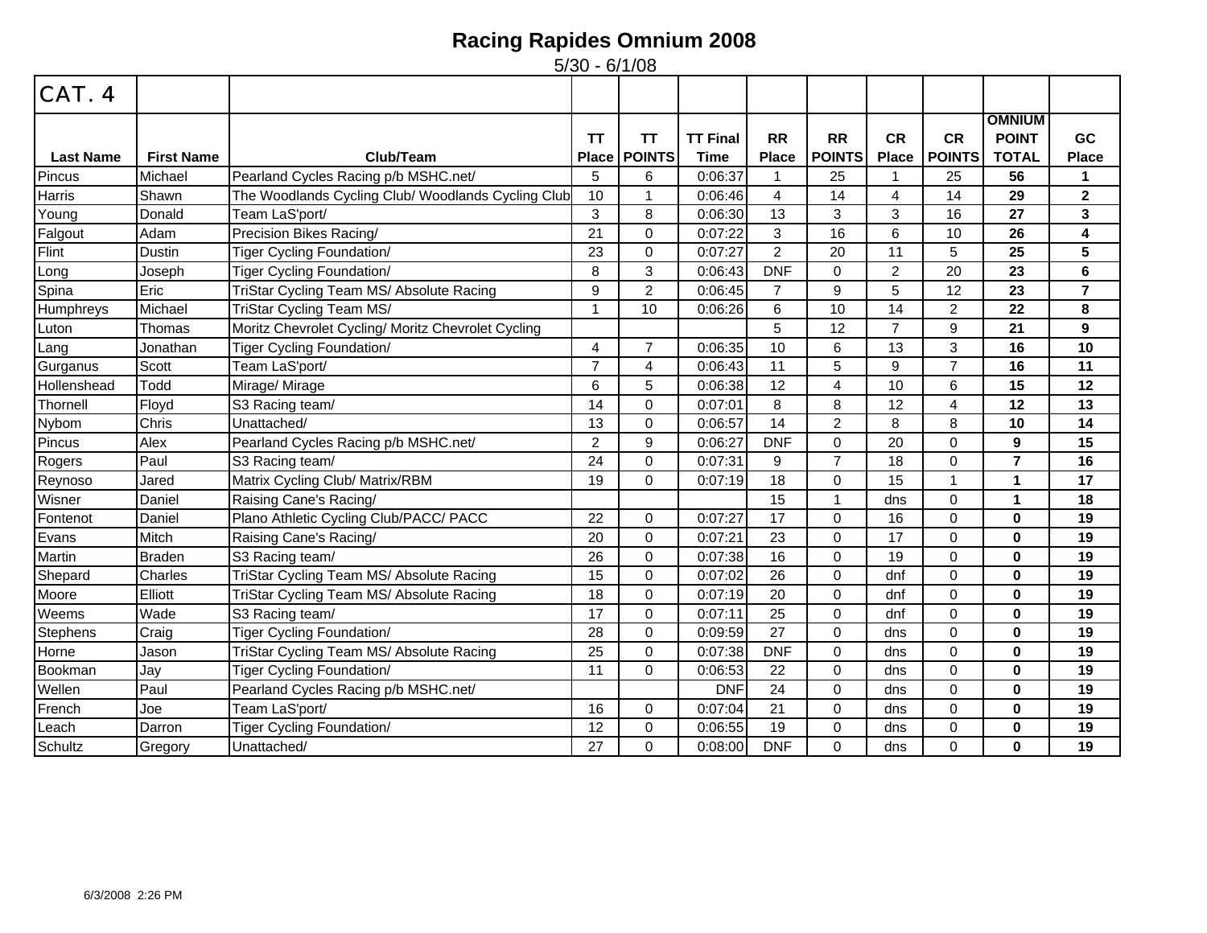# Racing Rapides Omnium 2008

5/30 - 6/1/08

## CAT. 4

| Last Name | First Name | Club/Team | TT Place | TT POINTS | TT Final Time | RR Place | RR POINTS | CR Place | CR POINTS | OMNIUM POINT TOTAL | GC Place |
|---|---|---|---|---|---|---|---|---|---|---|---|
| Pincus | Michael | Pearland Cycles Racing p/b MSHC.net/ | 5 | 6 | 0:06:37 | 1 | 25 | 1 | 25 | **56** | **1** |
| Harris | Shawn | The Woodlands Cycling Club/ Woodlands Cycling Club | 10 | 1 | 0:06:46 | 4 | 14 | 4 | 14 | **29** | **2** |
| Young | Donald | Team LaS'port/ | 3 | 8 | 0:06:30 | 13 | 3 | 3 | 16 | **27** | **3** |
| Falgout | Adam | Precision Bikes Racing/ | 21 | 0 | 0:07:22 | 3 | 16 | 6 | 10 | **26** | **4** |
| Flint | Dustin | Tiger Cycling Foundation/ | 23 | 0 | 0:07:27 | 2 | 20 | 11 | 5 | **25** | **5** |
| Long | Joseph | Tiger Cycling Foundation/ | 8 | 3 | 0:06:43 | DNF | 0 | 2 | 20 | **23** | **6** |
| Spina | Eric | TriStar Cycling Team MS/ Absolute Racing | 9 | 2 | 0:06:45 | 7 | 9 | 5 | 12 | **23** | **7** |
| Humphreys | Michael | TriStar Cycling Team MS/ | 1 | 10 | 0:06:26 | 6 | 10 | 14 | 2 | **22** | **8** |
| Luton | Thomas | Moritz Chevrolet Cycling/ Moritz Chevrolet Cycling | | | | 5 | 12 | 7 | 9 | **21** | **9** |
| Lang | Jonathan | Tiger Cycling Foundation/ | 4 | 7 | 0:06:35 | 10 | 6 | 13 | 3 | **16** | **10** |
| Gurganus | Scott | Team LaS'port/ | 7 | 4 | 0:06:43 | 11 | 5 | 9 | 7 | **16** | **11** |
| Hollenshead | Todd | Mirage/ Mirage | 6 | 5 | 0:06:38 | 12 | 4 | 10 | 6 | **15** | **12** |
| Thornell | Floyd | S3 Racing team/ | 14 | 0 | 0:07:01 | 8 | 8 | 12 | 4 | **12** | **13** |
| Nybom | Chris | Unattached/ | 13 | 0 | 0:06:57 | 14 | 2 | 8 | 8 | **10** | **14** |
| Pincus | Alex | Pearland Cycles Racing p/b MSHC.net/ | 2 | 9 | 0:06:27 | DNF | 0 | 20 | 0 | **9** | **15** |
| Rogers | Paul | S3 Racing team/ | 24 | 0 | 0:07:31 | 9 | 7 | 18 | 0 | **7** | **16** |
| Reynoso | Jared | Matrix Cycling Club/ Matrix/RBM | 19 | 0 | 0:07:19 | 18 | 0 | 15 | 1 | **1** | **17** |
| Wisner | Daniel | Raising Cane's Racing/ | | | | 15 | 1 | dns | 0 | **1** | **18** |
| Fontenot | Daniel | Plano Athletic Cycling Club/PACC/ PACC | 22 | 0 | 0:07:27 | 17 | 0 | 16 | 0 | **0** | **19** |
| Evans | Mitch | Raising Cane's Racing/ | 20 | 0 | 0:07:21 | 23 | 0 | 17 | 0 | **0** | **19** |
| Martin | Braden | S3 Racing team/ | 26 | 0 | 0:07:38 | 16 | 0 | 19 | 0 | **0** | **19** |
| Shepard | Charles | TriStar Cycling Team MS/ Absolute Racing | 15 | 0 | 0:07:02 | 26 | 0 | dnf | 0 | **0** | **19** |
| Moore | Elliott | TriStar Cycling Team MS/ Absolute Racing | 18 | 0 | 0:07:19 | 20 | 0 | dnf | 0 | **0** | **19** |
| Weems | Wade | S3 Racing team/ | 17 | 0 | 0:07:11 | 25 | 0 | dnf | 0 | **0** | **19** |
| Stephens | Craig | Tiger Cycling Foundation/ | 28 | 0 | 0:09:59 | 27 | 0 | dns | 0 | **0** | **19** |
| Horne | Jason | TriStar Cycling Team MS/ Absolute Racing | 25 | 0 | 0:07:38 | DNF | 0 | dns | 0 | **0** | **19** |
| Bookman | Jay | Tiger Cycling Foundation/ | 11 | 0 | 0:06:53 | 22 | 0 | dns | 0 | **0** | **19** |
| Wellen | Paul | Pearland Cycles Racing p/b MSHC.net/ | | | DNF | 24 | 0 | dns | 0 | **0** | **19** |
| French | Joe | Team LaS'port/ | 16 | 0 | 0:07:04 | 21 | 0 | dns | 0 | **0** | **19** |
| Leach | Darron | Tiger Cycling Foundation/ | 12 | 0 | 0:06:55 | 19 | 0 | dns | 0 | **0** | **19** |
| Schultz | Gregory | Unattached/ | 27 | 0 | 0:08:00 | DNF | 0 | dns | 0 | **0** | **19** |

6/3/2008 2:26 PM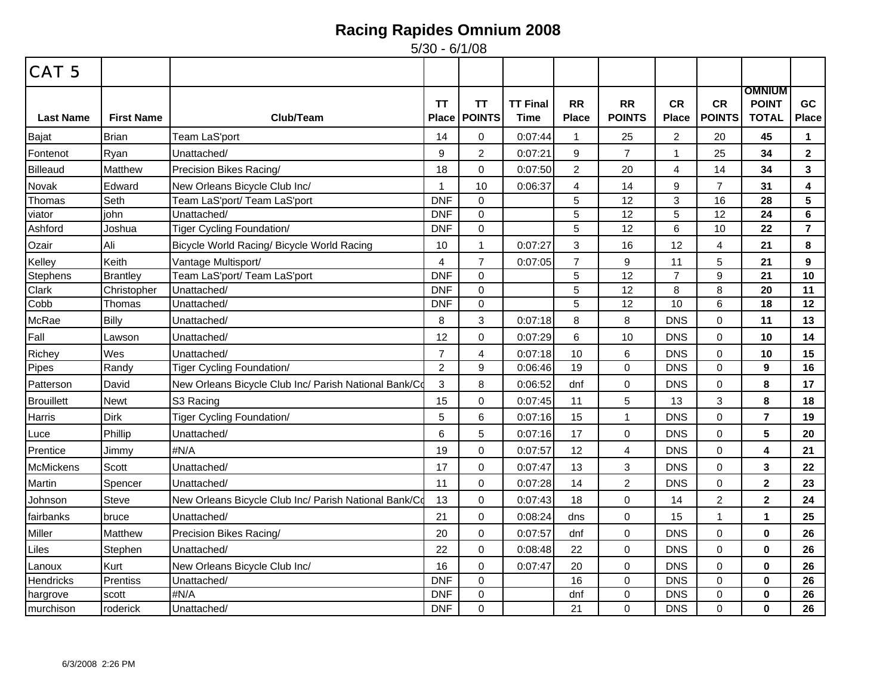# Racing Rapides Omnium 2008

5/30 - 6/1/08

| CAT 5 | | | | | | | | | | | |
|---|---|---|---|---|---|---|---|---|---|---|---|
| **Last Name** | **First Name** | **Club/Team** | **TT Place** | **TT POINTS** | **TT Final Time** | **RR Place** | **RR POINTS** | **CR Place** | **CR POINTS** | **OMNIUM POINT TOTAL** | **GC Place** |
| Bajat | Brian | Team LaS'port | 14 | 0 | 0:07:44 | 1 | 25 | 2 | 20 | **45** | **1** |
| Fontenot | Ryan | Unattached/ | 9 | 2 | 0:07:21 | 9 | 7 | 1 | 25 | **34** | **2** |
| Billeaud | Matthew | Precision Bikes Racing/ | 18 | 0 | 0:07:50 | 2 | 20 | 4 | 14 | **34** | **3** |
| Novak | Edward | New Orleans Bicycle Club Inc/ | 1 | 10 | 0:06:37 | 4 | 14 | 9 | 7 | **31** | **4** |
| Thomas | Seth | Team LaS'port/ Team LaS'port | DNF | 0 | | 5 | 12 | 3 | 16 | **28** | **5** |
| viator | john | Unattached/ | DNF | 0 | | 5 | 12 | 5 | 12 | **24** | **6** |
| Ashford | Joshua | Tiger Cycling Foundation/ | DNF | 0 | | 5 | 12 | 6 | 10 | **22** | **7** |
| Ozair | Ali | Bicycle World Racing/ Bicycle World Racing | 10 | 1 | 0:07:27 | 3 | 16 | 12 | 4 | **21** | **8** |
| Kelley | Keith | Vantage Multisport/ | 4 | 7 | 0:07:05 | 7 | 9 | 11 | 5 | **21** | **9** |
| Stephens | Brantley | Team LaS'port/ Team LaS'port | DNF | 0 | | 5 | 12 | 7 | 9 | **21** | **10** |
| Clark | Christopher | Unattached/ | DNF | 0 | | 5 | 12 | 8 | 8 | **20** | **11** |
| Cobb | Thomas | Unattached/ | DNF | 0 | | 5 | 12 | 10 | 6 | **18** | **12** |
| McRae | Billy | Unattached/ | 8 | 3 | 0:07:18 | 8 | 8 | DNS | 0 | **11** | **13** |
| Fall | Lawson | Unattached/ | 12 | 0 | 0:07:29 | 6 | 10 | DNS | 0 | **10** | **14** |
| Richey | Wes | Unattached/ | 7 | 4 | 0:07:18 | 10 | 6 | DNS | 0 | **10** | **15** |
| Pipes | Randy | Tiger Cycling Foundation/ | 2 | 9 | 0:06:46 | 19 | 0 | DNS | 0 | **9** | **16** |
| Patterson | David | New Orleans Bicycle Club Inc/ Parish National Bank/Co | 3 | 8 | 0:06:52 | dnf | 0 | DNS | 0 | **8** | **17** |
| Brouillett | Newt | S3 Racing | 15 | 0 | 0:07:45 | 11 | 5 | 13 | 3 | **8** | **18** |
| Harris | Dirk | Tiger Cycling Foundation/ | 5 | 6 | 0:07:16 | 15 | 1 | DNS | 0 | **7** | **19** |
| Luce | Phillip | Unattached/ | 6 | 5 | 0:07:16 | 17 | 0 | DNS | 0 | **5** | **20** |
| Prentice | Jimmy | #N/A | 19 | 0 | 0:07:57 | 12 | 4 | DNS | 0 | **4** | **21** |
| McMickens | Scott | Unattached/ | 17 | 0 | 0:07:47 | 13 | 3 | DNS | 0 | **3** | **22** |
| Martin | Spencer | Unattached/ | 11 | 0 | 0:07:28 | 14 | 2 | DNS | 0 | **2** | **23** |
| Johnson | Steve | New Orleans Bicycle Club Inc/ Parish National Bank/Co | 13 | 0 | 0:07:43 | 18 | 0 | 14 | 2 | **2** | **24** |
| fairbanks | bruce | Unattached/ | 21 | 0 | 0:08:24 | dns | 0 | 15 | 1 | **1** | **25** |
| Miller | Matthew | Precision Bikes Racing/ | 20 | 0 | 0:07:57 | dnf | 0 | DNS | 0 | **0** | **26** |
| Liles | Stephen | Unattached/ | 22 | 0 | 0:08:48 | 22 | 0 | DNS | 0 | **0** | **26** |
| Lanoux | Kurt | New Orleans Bicycle Club Inc/ | 16 | 0 | 0:07:47 | 20 | 0 | DNS | 0 | **0** | **26** |
| Hendricks | Prentiss | Unattached/ | DNF | 0 | | 16 | 0 | DNS | 0 | **0** | **26** |
| hargrove | scott | #N/A | DNF | 0 | | dnf | 0 | DNS | 0 | **0** | **26** |
| murchison | roderick | Unattached/ | DNF | 0 | | 21 | 0 | DNS | 0 | **0** | **26** |

6/3/2008 2:26 PM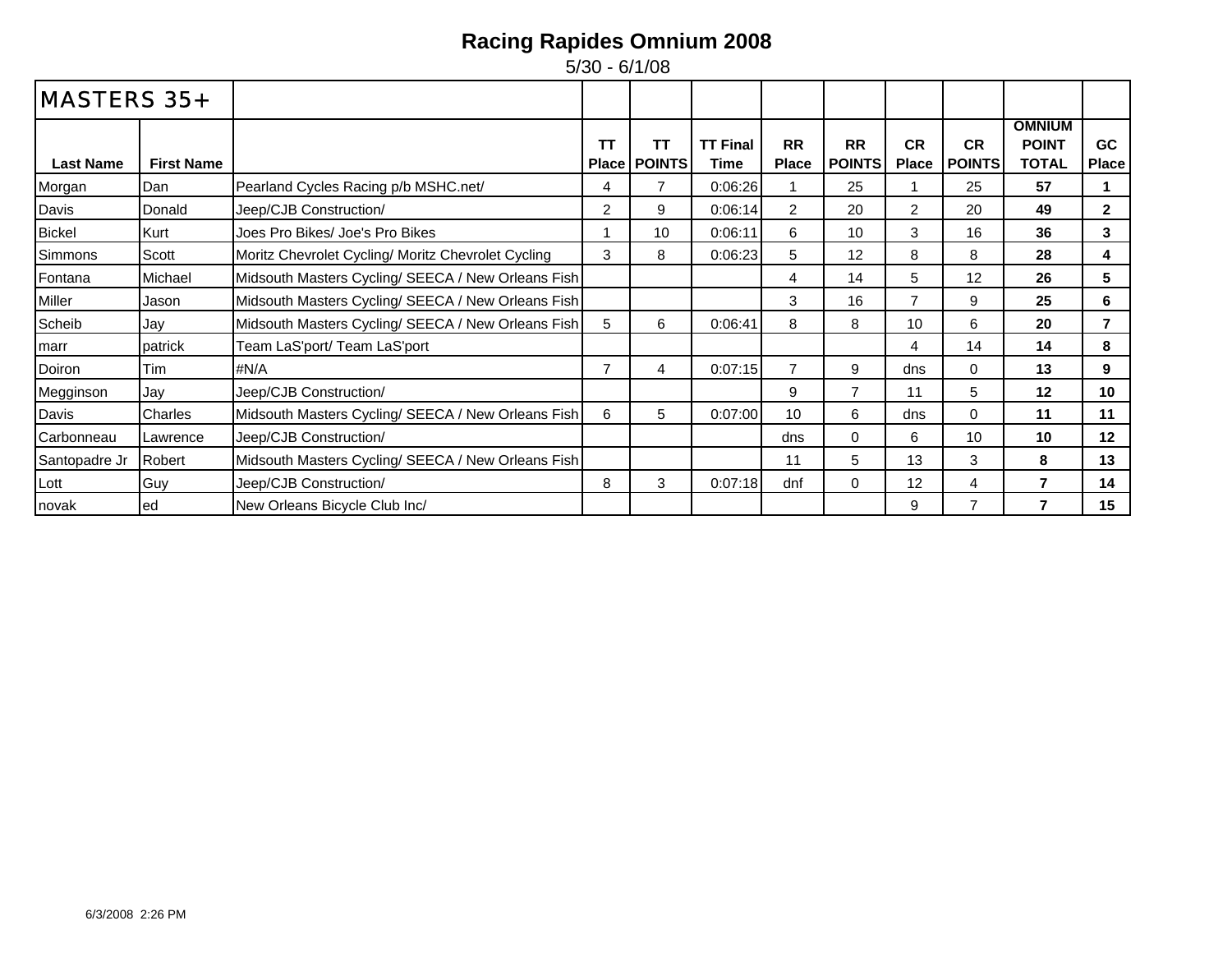# Racing Rapides Omnium 2008

5/30 - 6/1/08

| MASTERS 35+ | | | | | | | | | | | |
|---|---|---|---|---|---|---|---|---|---|---|---|
| **Last Name** | **First Name** | | **TT Place** | **TT POINTS** | **TT Final Time** | **RR Place** | **RR POINTS** | **CR Place** | **CR POINTS** | **OMNIUM POINT TOTAL** | **GC Place** |
| Morgan | Dan | Pearland Cycles Racing p/b MSHC.net/ | 4 | 7 | 0:06:26 | 1 | 25 | 1 | 25 | **57** | **1** |
| Davis | Donald | Jeep/CJB Construction/ | 2 | 9 | 0:06:14 | 2 | 20 | 2 | 20 | **49** | **2** |
| Bickel | Kurt | Joes Pro Bikes/ Joe's Pro Bikes | 1 | 10 | 0:06:11 | 6 | 10 | 3 | 16 | **36** | **3** |
| Simmons | Scott | Moritz Chevrolet Cycling/ Moritz Chevrolet Cycling | 3 | 8 | 0:06:23 | 5 | 12 | 8 | 8 | **28** | **4** |
| Fontana | Michael | Midsouth Masters Cycling/ SEECA / New Orleans Fish | | | | 4 | 14 | 5 | 12 | **26** | **5** |
| Miller | Jason | Midsouth Masters Cycling/ SEECA / New Orleans Fish | | | | 3 | 16 | 7 | 9 | **25** | **6** |
| Scheib | Jay | Midsouth Masters Cycling/ SEECA / New Orleans Fish | 5 | 6 | 0:06:41 | 8 | 8 | 10 | 6 | **20** | **7** |
| marr | patrick | Team LaS'port/ Team LaS'port | | | | | | 4 | 14 | **14** | **8** |
| Doiron | Tim | #N/A | 7 | 4 | 0:07:15 | 7 | 9 | dns | 0 | **13** | **9** |
| Megginson | Jay | Jeep/CJB Construction/ | | | | 9 | 7 | 11 | 5 | **12** | **10** |
| Davis | Charles | Midsouth Masters Cycling/ SEECA / New Orleans Fish | 6 | 5 | 0:07:00 | 10 | 6 | dns | 0 | **11** | **11** |
| Carbonneau | Lawrence | Jeep/CJB Construction/ | | | | dns | 0 | 6 | 10 | **10** | **12** |
| Santopadre Jr | Robert | Midsouth Masters Cycling/ SEECA / New Orleans Fish | | | | 11 | 5 | 13 | 3 | **8** | **13** |
| Lott | Guy | Jeep/CJB Construction/ | 8 | 3 | 0:07:18 | dnf | 0 | 12 | 4 | **7** | **14** |
| novak | ed | New Orleans Bicycle Club Inc/ | | | | | | 9 | 7 | **7** | **15** |

6/3/2008 2:26 PM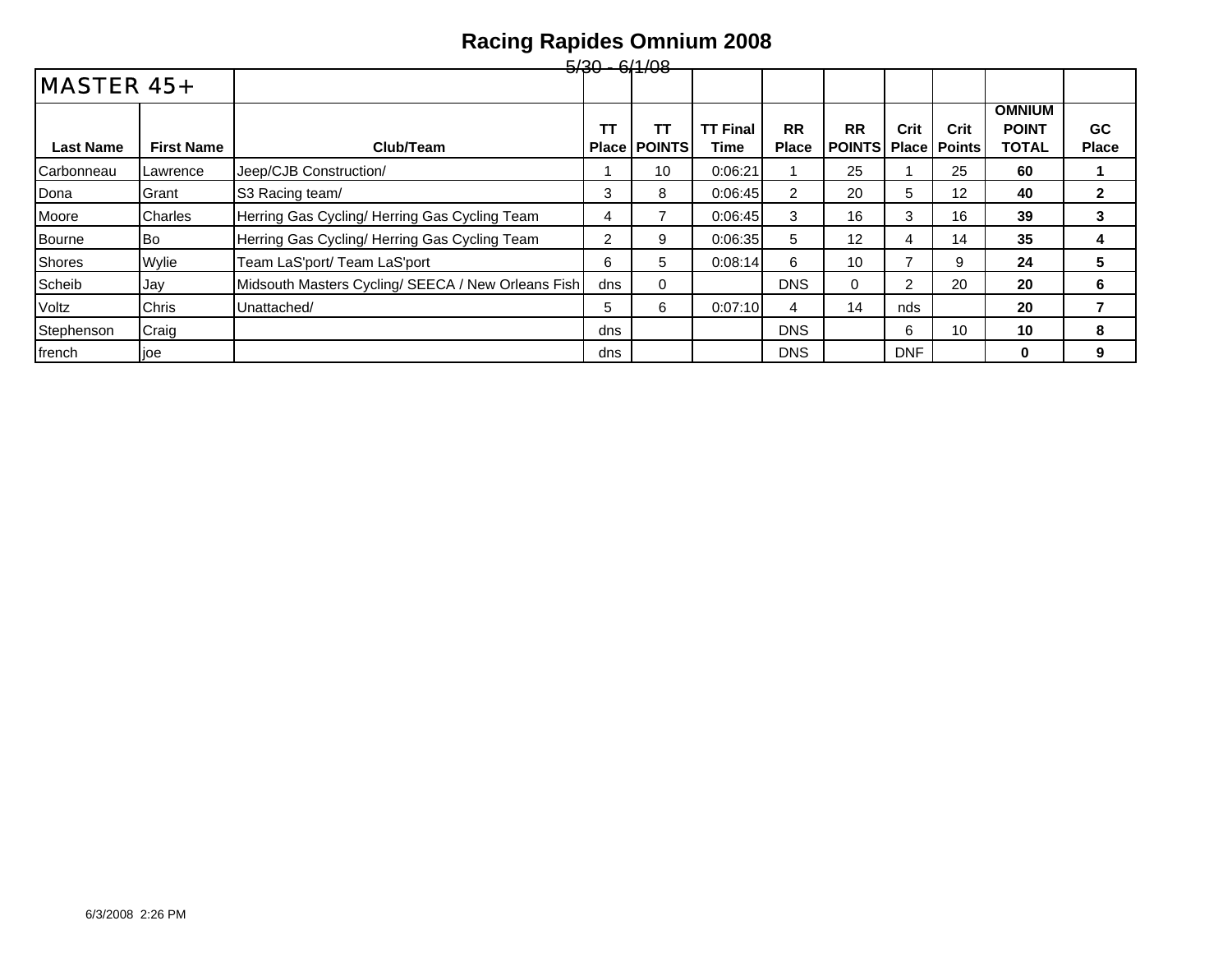# Racing Rapides Omnium 2008

5/30 - 6/1/08

## MASTER 45+

| Last Name | First Name | Club/Team | TT Place | TT POINTS | TT Final Time | RR Place | RR POINTS | Crit Place | Crit Points | OMNIUM POINT TOTAL | GC Place |
|---|---|---|---|---|---|---|---|---|---|---|---|
| Carbonneau | Lawrence | Jeep/CJB Construction/ | 1 | 10 | 0:06:21 | 1 | 25 | 1 | 25 | **60** | **1** |
| Dona | Grant | S3 Racing team/ | 3 | 8 | 0:06:45 | 2 | 20 | 5 | 12 | **40** | **2** |
| Moore | Charles | Herring Gas Cycling/ Herring Gas Cycling Team | 4 | 7 | 0:06:45 | 3 | 16 | 3 | 16 | **39** | **3** |
| Bourne | Bo | Herring Gas Cycling/ Herring Gas Cycling Team | 2 | 9 | 0:06:35 | 5 | 12 | 4 | 14 | **35** | **4** |
| Shores | Wylie | Team LaS'port/ Team LaS'port | 6 | 5 | 0:08:14 | 6 | 10 | 7 | 9 | **24** | **5** |
| Scheib | Jay | Midsouth Masters Cycling/ SEECA / New Orleans Fish | dns | 0 | | DNS | 0 | 2 | 20 | **20** | **6** |
| Voltz | Chris | Unattached/ | 5 | 6 | 0:07:10 | 4 | 14 | nds | | **20** | **7** |
| Stephenson | Craig | | dns | | | DNS | | 6 | 10 | **10** | **8** |
| french | joe | | dns | | | DNS | | DNF | | **0** | **9** |

6/3/2008 2:26 PM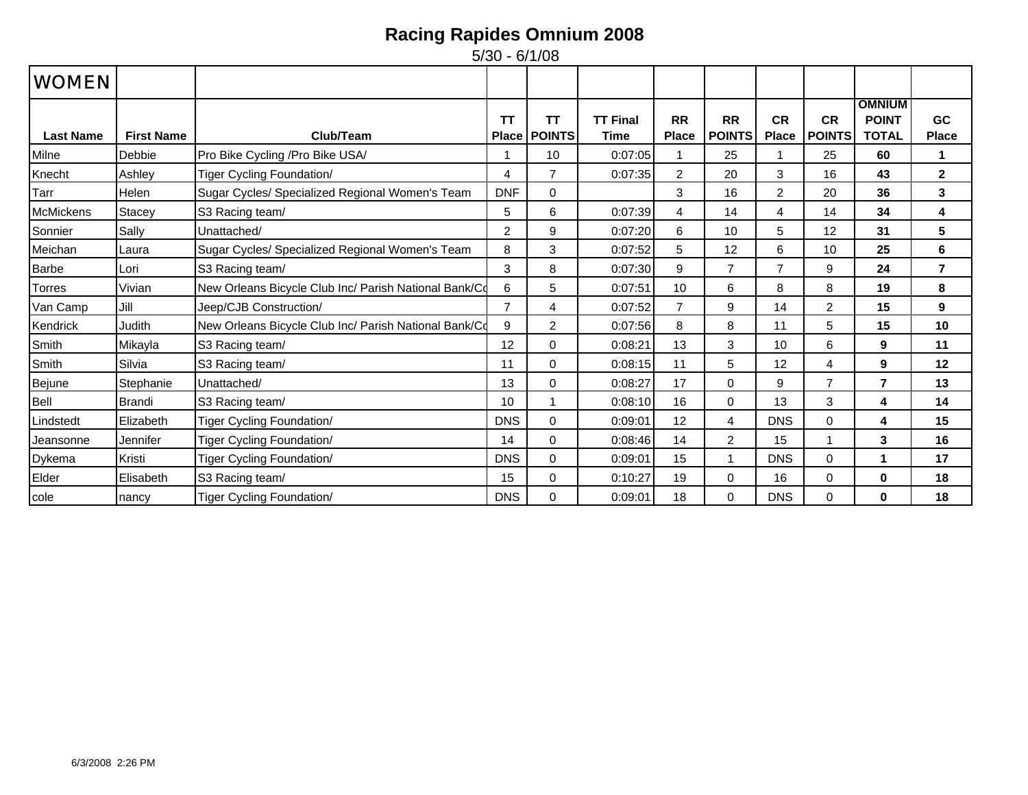# Racing Rapides Omnium 2008

5/30 - 6/1/08

## WOMEN

| Last Name | First Name | Club/Team | TT Place | TT POINTS | TT Final Time | RR Place | RR POINTS | CR Place | CR POINTS | OMNIUM POINT TOTAL | GC Place |
|---|---|---|---|---|---|---|---|---|---|---|---|
| Milne | Debbie | Pro Bike Cycling /Pro Bike USA/ | 1 | 10 | 0:07:05 | 1 | 25 | 1 | 25 | **60** | **1** |
| Knecht | Ashley | Tiger Cycling Foundation/ | 4 | 7 | 0:07:35 | 2 | 20 | 3 | 16 | **43** | **2** |
| Tarr | Helen | Sugar Cycles/ Specialized Regional Women's Team | DNF | 0 | | 3 | 16 | 2 | 20 | **36** | **3** |
| McMickens | Stacey | S3 Racing team/ | 5 | 6 | 0:07:39 | 4 | 14 | 4 | 14 | **34** | **4** |
| Sonnier | Sally | Unattached/ | 2 | 9 | 0:07:20 | 6 | 10 | 5 | 12 | **31** | **5** |
| Meichan | Laura | Sugar Cycles/ Specialized Regional Women's Team | 8 | 3 | 0:07:52 | 5 | 12 | 6 | 10 | **25** | **6** |
| Barbe | Lori | S3 Racing team/ | 3 | 8 | 0:07:30 | 9 | 7 | 7 | 9 | **24** | **7** |
| Torres | Vivian | New Orleans Bicycle Club Inc/ Parish National Bank/Co | 6 | 5 | 0:07:51 | 10 | 6 | 8 | 8 | **19** | **8** |
| Van Camp | Jill | Jeep/CJB Construction/ | 7 | 4 | 0:07:52 | 7 | 9 | 14 | 2 | **15** | **9** |
| Kendrick | Judith | New Orleans Bicycle Club Inc/ Parish National Bank/Co | 9 | 2 | 0:07:56 | 8 | 8 | 11 | 5 | **15** | **10** |
| Smith | Mikayla | S3 Racing team/ | 12 | 0 | 0:08:21 | 13 | 3 | 10 | 6 | **9** | **11** |
| Smith | Silvia | S3 Racing team/ | 11 | 0 | 0:08:15 | 11 | 5 | 12 | 4 | **9** | **12** |
| Bejune | Stephanie | Unattached/ | 13 | 0 | 0:08:27 | 17 | 0 | 9 | 7 | **7** | **13** |
| Bell | Brandi | S3 Racing team/ | 10 | 1 | 0:08:10 | 16 | 0 | 13 | 3 | **4** | **14** |
| Lindstedt | Elizabeth | Tiger Cycling Foundation/ | DNS | 0 | 0:09:01 | 12 | 4 | DNS | 0 | **4** | **15** |
| Jeansonne | Jennifer | Tiger Cycling Foundation/ | 14 | 0 | 0:08:46 | 14 | 2 | 15 | 1 | **3** | **16** |
| Dykema | Kristi | Tiger Cycling Foundation/ | DNS | 0 | 0:09:01 | 15 | 1 | DNS | 0 | **1** | **17** |
| Elder | Elisabeth | S3 Racing team/ | 15 | 0 | 0:10:27 | 19 | 0 | 16 | 0 | **0** | **18** |
| cole | nancy | Tiger Cycling Foundation/ | DNS | 0 | 0:09:01 | 18 | 0 | DNS | 0 | **0** | **18** |

6/3/2008 2:26 PM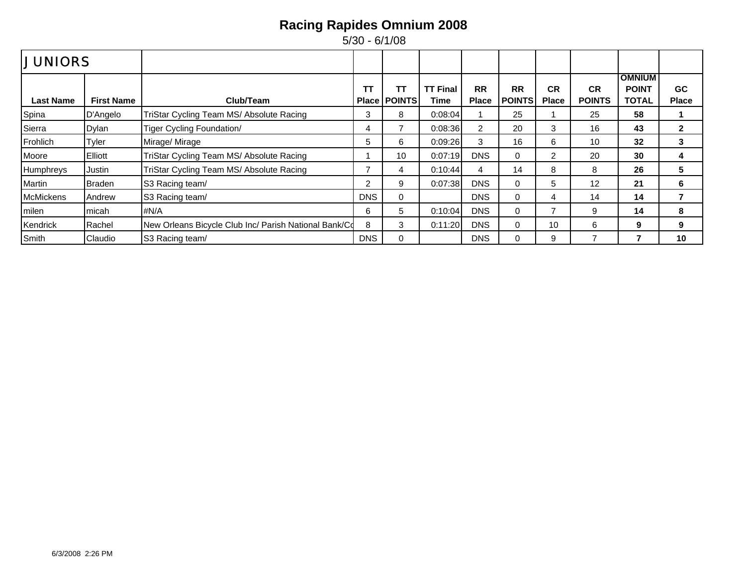# Racing Rapides Omnium 2008

5/30 - 6/1/08

## JUNIORS

| Last Name | First Name | Club/Team | TT Place | TT POINTS | TT Final Time | RR Place | RR POINTS | CR Place | CR POINTS | OMNIUM POINT TOTAL | GC Place |
|---|---|---|---|---|---|---|---|---|---|---|---|
| Spina | D'Angelo | TriStar Cycling Team MS/ Absolute Racing | 3 | 8 | 0:08:04 | 1 | 25 | 1 | 25 | **58** | **1** |
| Sierra | Dylan | Tiger Cycling Foundation/ | 4 | 7 | 0:08:36 | 2 | 20 | 3 | 16 | **43** | **2** |
| Frohlich | Tyler | Mirage/ Mirage | 5 | 6 | 0:09:26 | 3 | 16 | 6 | 10 | **32** | **3** |
| Moore | Elliott | TriStar Cycling Team MS/ Absolute Racing | 1 | 10 | 0:07:19 | DNS | 0 | 2 | 20 | **30** | **4** |
| Humphreys | Justin | TriStar Cycling Team MS/ Absolute Racing | 7 | 4 | 0:10:44 | 4 | 14 | 8 | 8 | **26** | **5** |
| Martin | Braden | S3 Racing team/ | 2 | 9 | 0:07:38 | DNS | 0 | 5 | 12 | **21** | **6** |
| McMickens | Andrew | S3 Racing team/ | DNS | 0 | | DNS | 0 | 4 | 14 | **14** | **7** |
| milen | micah | #N/A | 6 | 5 | 0:10:04 | DNS | 0 | 7 | 9 | **14** | **8** |
| Kendrick | Rachel | New Orleans Bicycle Club Inc/ Parish National Bank/Co | 8 | 3 | 0:11:20 | DNS | 0 | 10 | 6 | **9** | **9** |
| Smith | Claudio | S3 Racing team/ | DNS | 0 | | DNS | 0 | 9 | 7 | **7** | **10** |

6/3/2008 2:26 PM